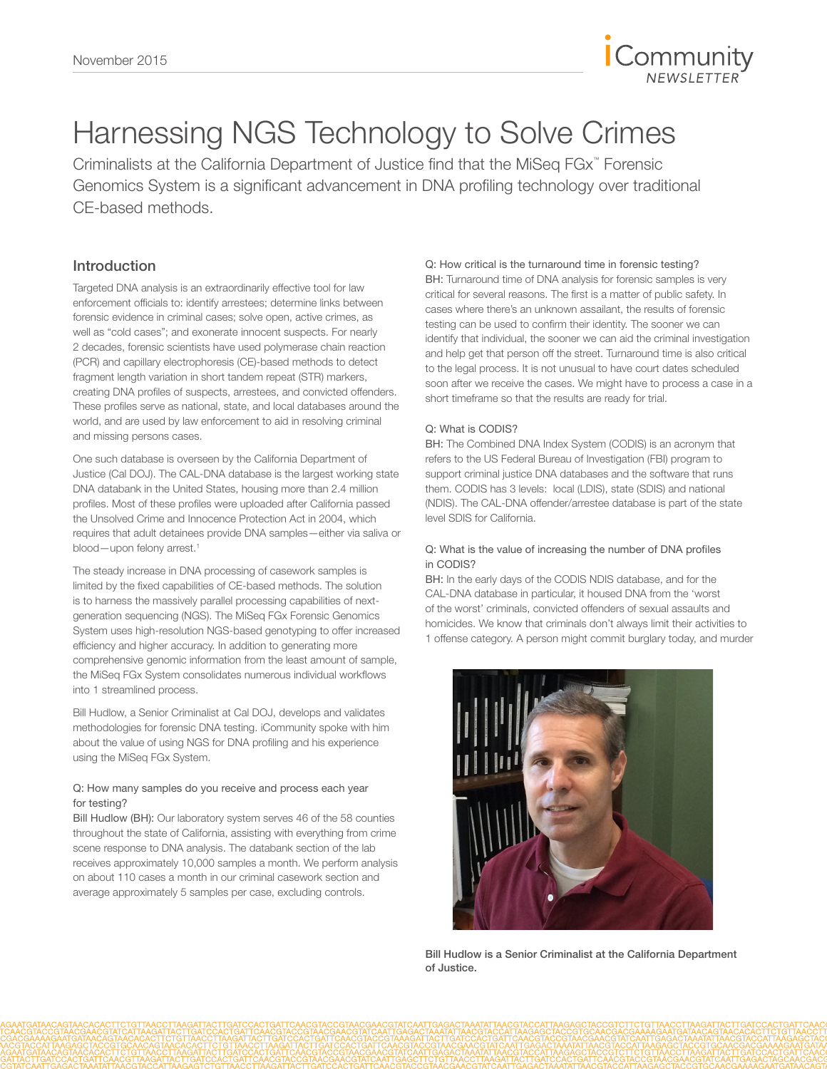# Harnessing NGS Technology to Solve Crimes

Criminalists at the California Department of Justice find that the MiSeq FGx™ Forensic Genomics System is a significant advancement in DNA profiling technology over traditional CE-based methods.

## Introduction

Targeted DNA analysis is an extraordinarily effective tool for law enforcement officials to: identify arrestees; determine links between forensic evidence in criminal cases; solve open, active crimes, as well as "cold cases"; and exonerate innocent suspects. For nearly 2 decades, forensic scientists have used polymerase chain reaction (PCR) and capillary electrophoresis (CE)-based methods to detect fragment length variation in short tandem repeat (STR) markers, creating DNA profiles of suspects, arrestees, and convicted offenders. These profiles serve as national, state, and local databases around the world, and are used by law enforcement to aid in resolving criminal and missing persons cases.

One such database is overseen by the California Department of Justice (Cal DOJ). The CAL-DNA database is the largest working state DNA databank in the United States, housing more than 2.4 million profiles. Most of these profiles were uploaded after California passed the Unsolved Crime and Innocence Protection Act in 2004, which requires that adult detainees provide DNA samples—either via saliva or blood—upon felony arrest.[1]

The steady increase in DNA processing of casework samples is limited by the fixed capabilities of CE-based methods. The solution is to harness the massively parallel processing capabilities of next-generation sequencing (NGS). The MiSeq FGx Forensic Genomics System uses high-resolution NGS-based genotyping to offer increased efficiency and higher accuracy. In addition to generating more comprehensive genomic information from the least amount of sample, the MiSeq FGx System consolidates numerous individual workflows into 1 streamlined process.

Bill Hudlow, a Senior Criminalist at Cal DOJ, develops and validates methodologies for forensic DNA testing. iCommunity spoke with him about the value of using NGS for DNA profiling and his experience using the MiSeq FGx System.

Q: How many samples do you receive and process each year for testing?

Bill Hudlow (BH): Our laboratory system serves 46 of the 58 counties throughout the state of California, assisting with everything from crime scene response to DNA analysis. The databank section of the lab receives approximately 10,000 samples a month. We perform analysis on about 110 cases a month in our criminal casework section and average approximately 5 samples per case, excluding controls.

Q: How critical is the turnaround time in forensic testing?

BH: Turnaround time of DNA analysis for forensic samples is very critical for several reasons. The first is a matter of public safety. In cases where there's an unknown assailant, the results of forensic testing can be used to confirm their identity. The sooner we can identify that individual, the sooner we can aid the criminal investigation and help get that person off the street. Turnaround time is also critical to the legal process. It is not unusual to have court dates scheduled soon after we receive the cases. We might have to process a case in a short timeframe so that the results are ready for trial.

Q: What is CODIS?

BH: The Combined DNA Index System (CODIS) is an acronym that refers to the US Federal Bureau of Investigation (FBI) program to support criminal justice DNA databases and the software that runs them. CODIS has 3 levels: local (LDIS), state (SDIS) and national (NDIS). The CAL-DNA offender/arrestee database is part of the state level SDIS for California.

Q: What is the value of increasing the number of DNA profiles in CODIS?

BH: In the early days of the CODIS NDIS database, and for the CAL-DNA database in particular, it housed DNA from the 'worst of the worst' criminals, convicted offenders of sexual assaults and homicides. We know that criminals don't always limit their activities to 1 offense category. A person might commit burglary today, and murder

**Bill Hudlow is a Senior Criminalist at the California Department of Justice.**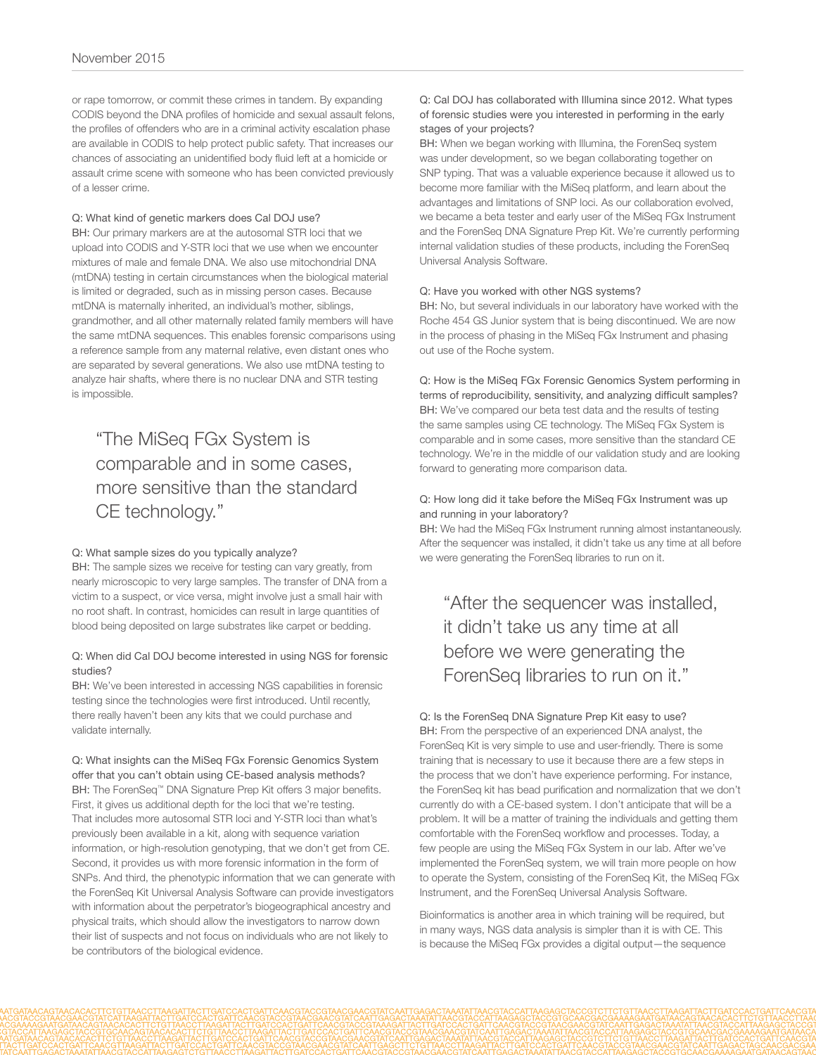or rape tomorrow, or commit these crimes in tandem. By expanding CODIS beyond the DNA profiles of homicide and sexual assault felons, the profiles of offenders who are in a criminal activity escalation phase are available in CODIS to help protect public safety. That increases our chances of associating an unidentified body fluid left at a homicide or assault crime scene with someone who has been convicted previously of a lesser crime.

Q: What kind of genetic markers does Cal DOJ use?
BH: Our primary markers are at the autosomal STR loci that we upload into CODIS and Y-STR loci that we use when we encounter mixtures of male and female DNA. We also use mitochondrial DNA (mtDNA) testing in certain circumstances when the biological material is limited or degraded, such as in missing person cases. Because mtDNA is maternally inherited, an individual's mother, siblings, grandmother, and all other maternally related family members will have the same mtDNA sequences. This enables forensic comparisons using a reference sample from any maternal relative, even distant ones who are separated by several generations. We also use mtDNA testing to analyze hair shafts, where there is no nuclear DNA and STR testing is impossible.

> "The MiSeq FGx System is comparable and in some cases, more sensitive than the standard CE technology."

Q: What sample sizes do you typically analyze?
BH: The sample sizes we receive for testing can vary greatly, from nearly microscopic to very large samples. The transfer of DNA from a victim to a suspect, or vice versa, might involve just a small hair with no root shaft. In contrast, homicides can result in large quantities of blood being deposited on large substrates like carpet or bedding.

Q: When did Cal DOJ become interested in using NGS for forensic studies?
BH: We've been interested in accessing NGS capabilities in forensic testing since the technologies were first introduced. Until recently, there really haven't been any kits that we could purchase and validate internally.

Q: What insights can the MiSeq FGx Forensic Genomics System offer that you can't obtain using CE-based analysis methods?
BH: The ForenSeq™ DNA Signature Prep Kit offers 3 major benefits. First, it gives us additional depth for the loci that we're testing. That includes more autosomal STR loci and Y-STR loci than what's previously been available in a kit, along with sequence variation information, or high-resolution genotyping, that we don't get from CE. Second, it provides us with more forensic information in the form of SNPs. And third, the phenotypic information that we can generate with the ForenSeq Kit Universal Analysis Software can provide investigators with information about the perpetrator's biogeographical ancestry and physical traits, which should allow the investigators to narrow down their list of suspects and not focus on individuals who are not likely to be contributors of the biological evidence.

Q: Cal DOJ has collaborated with Illumina since 2012. What types of forensic studies were you interested in performing in the early stages of your projects?
BH: When we began working with Illumina, the ForenSeq system was under development, so we began collaborating together on SNP typing. That was a valuable experience because it allowed us to become more familiar with the MiSeq platform, and learn about the advantages and limitations of SNP loci. As our collaboration evolved, we became a beta tester and early user of the MiSeq FGx Instrument and the ForenSeq DNA Signature Prep Kit. We're currently performing internal validation studies of these products, including the ForenSeq Universal Analysis Software.

Q: Have you worked with other NGS systems?
BH: No, but several individuals in our laboratory have worked with the Roche 454 GS Junior system that is being discontinued. We are now in the process of phasing in the MiSeq FGx Instrument and phasing out use of the Roche system.

Q: How is the MiSeq FGx Forensic Genomics System performing in terms of reproducibility, sensitivity, and analyzing difficult samples?
BH: We've compared our beta test data and the results of testing the same samples using CE technology. The MiSeq FGx System is comparable and in some cases, more sensitive than the standard CE technology. We're in the middle of our validation study and are looking forward to generating more comparison data.

Q: How long did it take before the MiSeq FGx Instrument was up and running in your laboratory?
BH: We had the MiSeq FGx Instrument running almost instantaneously. After the sequencer was installed, it didn't take us any time at all before we were generating the ForenSeq libraries to run on it.

> "After the sequencer was installed, it didn't take us any time at all before we were generating the ForenSeq libraries to run on it."

Q: Is the ForenSeq DNA Signature Prep Kit easy to use?
BH: From the perspective of an experienced DNA analyst, the ForenSeq Kit is very simple to use and user-friendly. There is some training that is necessary to use it because there are a few steps in the process that we don't have experience performing. For instance, the ForenSeq kit has bead purification and normalization that we don't currently do with a CE-based system. I don't anticipate that will be a problem. It will be a matter of training the individuals and getting them comfortable with the ForenSeq workflow and processes. Today, a few people are using the MiSeq FGx System in our lab. After we've implemented the ForenSeq system, we will train more people on how to operate the System, consisting of the ForenSeq Kit, the MiSeq FGx Instrument, and the ForenSeq Universal Analysis Software.

Bioinformatics is another area in which training will be required, but in many ways, NGS data analysis is simpler than it is with CE. This is because the MiSeq FGx provides a digital output—the sequence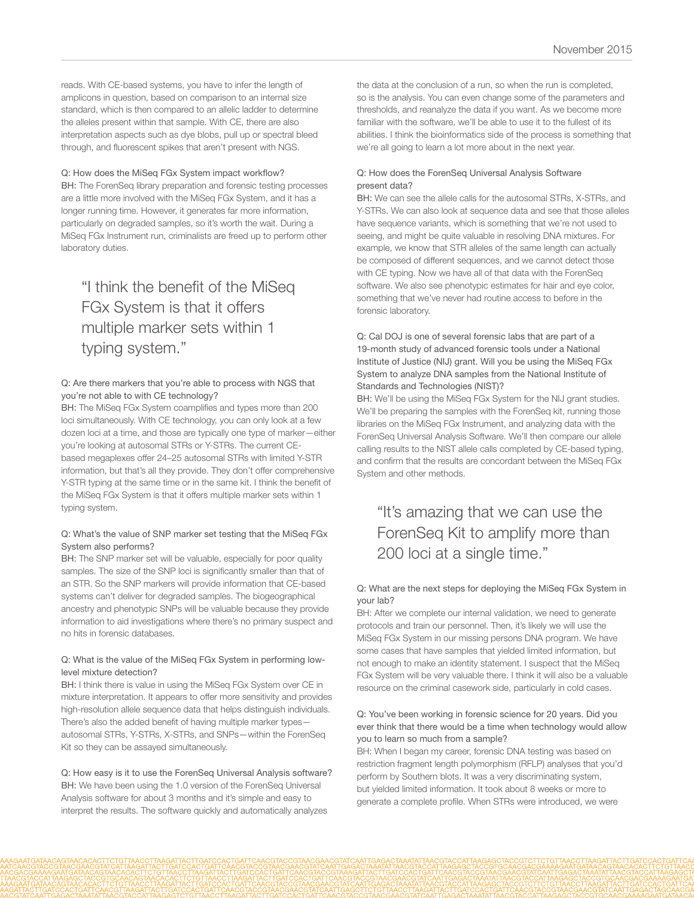reads. With CE-based systems, you have to infer the length of amplicons in question, based on comparison to an internal size standard, which is then compared to an allelic ladder to determine the alleles present within that sample. With CE, there are also interpretation aspects such as dye blobs, pull up or spectral bleed through, and fluorescent spikes that aren't present with NGS.

**Q: How does the MiSeq FGx System impact workflow?**
BH: The ForenSeq library preparation and forensic testing processes are a little more involved with the MiSeq FGx System, and it has a longer running time. However, it generates far more information, particularly on degraded samples, so it's worth the wait. During a MiSeq FGx Instrument run, criminalists are freed up to perform other laboratory duties.

> "I think the benefit of the MiSeq FGx System is that it offers multiple marker sets within 1 typing system."

**Q: Are there markers that you're able to process with NGS that you're not able to with CE technology?**
BH: The MiSeq FGx System coamplifies and types more than 200 loci simultaneously. With CE technology, you can only look at a few dozen loci at a time, and those are typically one type of marker—either you're looking at autosomal STRs or Y-STRs. The current CE-based megaplexes offer 24–25 autosomal STRs with limited Y-STR information, but that's all they provide. They don't offer comprehensive Y-STR typing at the same time or in the same kit. I think the benefit of the MiSeq FGx System is that it offers multiple marker sets within 1 typing system.

**Q: What's the value of SNP marker set testing that the MiSeq FGx System also performs?**
BH: The SNP marker set will be valuable, especially for poor quality samples. The size of the SNP loci is significantly smaller than that of an STR. So the SNP markers will provide information that CE-based systems can't deliver for degraded samples. The biogeographical ancestry and phenotypic SNPs will be valuable because they provide information to aid investigations where there's no primary suspect and no hits in forensic databases.

**Q: What is the value of the MiSeq FGx System in performing low-level mixture detection?**
BH: I think there is value in using the MiSeq FGx System over CE in mixture interpretation. It appears to offer more sensitivity and provides high-resolution allele sequence data that helps distinguish individuals. There's also the added benefit of having multiple marker types—autosomal STRs, Y-STRs, X-STRs, and SNPs—within the ForenSeq Kit so they can be assayed simultaneously.

**Q: How easy is it to use the ForenSeq Universal Analysis software?**
BH: We have been using the 1.0 version of the ForenSeq Universal Analysis software for about 3 months and it's simple and easy to interpret the results. The software quickly and automatically analyzes the data at the conclusion of a run, so when the run is completed, so is the analysis. You can even change some of the parameters and thresholds, and reanalyze the data if you want. As we become more familiar with the software, we'll be able to use it to the fullest of its abilities. I think the bioinformatics side of the process is something that we're all going to learn a lot more about in the next year.

**Q: How does the ForenSeq Universal Analysis Software present data?**
BH: We can see the allele calls for the autosomal STRs, X-STRs, and Y-STRs. We can also look at sequence data and see that those alleles have sequence variants, which is something that we're not used to seeing, and might be quite valuable in resolving DNA mixtures. For example, we know that STR alleles of the same length can actually be composed of different sequences, and we cannot detect those with CE typing. Now we have all of that data with the ForenSeq software. We also see phenotypic estimates for hair and eye color, something that we've never had routine access to before in the forensic laboratory.

**Q: Cal DOJ is one of several forensic labs that are part of a 19-month study of advanced forensic tools under a National Institute of Justice (NIJ) grant. Will you be using the MiSeq FGx System to analyze DNA samples from the National Institute of Standards and Technologies (NIST)?**
BH: We'll be using the MiSeq FGx System for the NIJ grant studies. We'll be preparing the samples with the ForenSeq kit, running those libraries on the MiSeq FGx Instrument, and analyzing data with the ForenSeq Universal Analysis Software. We'll then compare our allele calling results to the NIST allele calls completed by CE-based typing, and confirm that the results are concordant between the MiSeq FGx System and other methods.

> "It's amazing that we can use the ForenSeq Kit to amplify more than 200 loci at a single time."

**Q: What are the next steps for deploying the MiSeq FGx System in your lab?**
BH: After we complete our internal validation, we need to generate protocols and train our personnel. Then, it's likely we will use the MiSeq FGx System in our missing persons DNA program. We have some cases that have samples that yielded limited information, but not enough to make an identity statement. I suspect that the MiSeq FGx System will be very valuable there. I think it will also be a valuable resource on the criminal casework side, particularly in cold cases.

**Q: You've been working in forensic science for 20 years. Did you ever think that there would be a time when technology would allow you to learn so much from a sample?**
BH: When I began my career, forensic DNA testing was based on restriction fragment length polymorphism (RFLP) analyses that you'd perform by Southern blots. It was a very discriminating system, but yielded limited information. It took about 8 weeks or more to generate a complete profile. When STRs were introduced, we were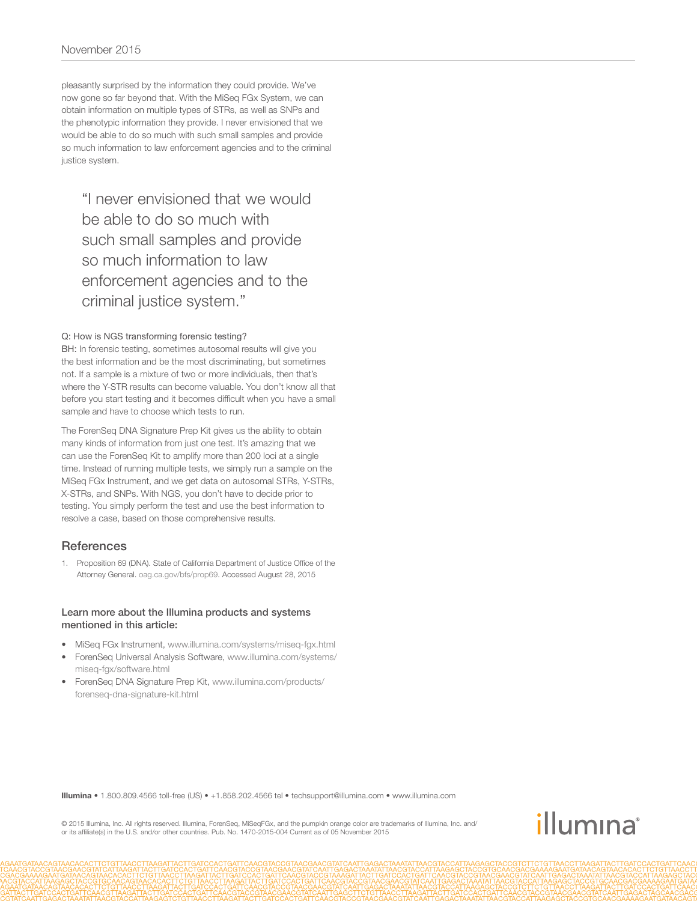pleasantly surprised by the information they could provide. We've now gone so far beyond that. With the MiSeq FGx System, we can obtain information on multiple types of STRs, as well as SNPs and the phenotypic information they provide. I never envisioned that we would be able to do so much with such small samples and provide so much information to law enforcement agencies and to the criminal justice system.

> "I never envisioned that we would be able to do so much with such small samples and provide so much information to law enforcement agencies and to the criminal justice system."

Q: How is NGS transforming forensic testing?

BH: In forensic testing, sometimes autosomal results will give you the best information and be the most discriminating, but sometimes not. If a sample is a mixture of two or more individuals, then that's where the Y-STR results can become valuable. You don't know all that before you start testing and it becomes difficult when you have a small sample and have to choose which tests to run.

The ForenSeq DNA Signature Prep Kit gives us the ability to obtain many kinds of information from just one test. It's amazing that we can use the ForenSeq Kit to amplify more than 200 loci at a single time. Instead of running multiple tests, we simply run a sample on the MiSeq FGx Instrument, and we get data on autosomal STRs, Y-STRs, X-STRs, and SNPs. With NGS, you don't have to decide prior to testing. You simply perform the test and use the best information to resolve a case, based on those comprehensive results.

## References

1. Proposition 69 (DNA). State of California Department of Justice Office of the Attorney General. oag.ca.gov/bfs/prop69. Accessed August 28, 2015

### Learn more about the Illumina products and systems mentioned in this article:

- MiSeq FGx Instrument, www.illumina.com/systems/miseq-fgx.html
- ForenSeq Universal Analysis Software, www.illumina.com/systems/miseq-fgx/software.html
- ForenSeq DNA Signature Prep Kit, www.illumina.com/products/forenseq-dna-signature-kit.html

**Illumina** • 1.800.809.4566 toll-free (US) • +1.858.202.4566 tel • techsupport@illumina.com • www.illumina.com

© 2015 Illumina, Inc. All rights reserved. Illumina, ForenSeq, MiSeqFGx, and the pumpkin orange color are trademarks of Illumina, Inc. and/or its affiliate(s) in the U.S. and/or other countries. Pub. No. 1470-2015-004 Current as of 05 November 2015